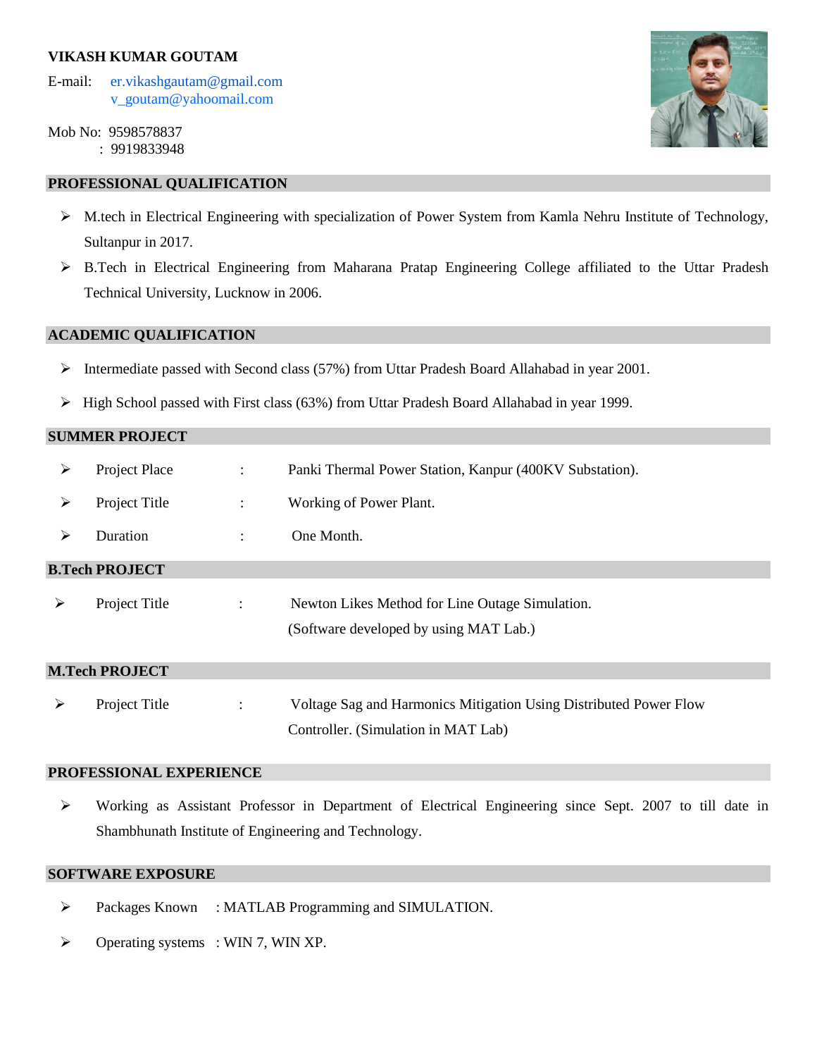# VIKASH KUMAR GOUTAM

E-mail: er.vikashgautam@gmail.com
v_goutam@yahoomail.com

Mob No: 9598578837
: 9919833948

## PROFESSIONAL QUALIFICATION

- M.tech in Electrical Engineering with specialization of Power System from Kamla Nehru Institute of Technology, Sultanpur in 2017.
- B.Tech in Electrical Engineering from Maharana Pratap Engineering College affiliated to the Uttar Pradesh Technical University, Lucknow in 2006.

## ACADEMIC QUALIFICATION

- Intermediate passed with Second class (57%) from Uttar Pradesh Board Allahabad in year 2001.
- High School passed with First class (63%) from Uttar Pradesh Board Allahabad in year 1999.

## SUMMER PROJECT

- Project Place : Panki Thermal Power Station, Kanpur (400KV Substation).
- Project Title : Working of Power Plant.
- Duration : One Month.

## B.Tech PROJECT

- Project Title : Newton Likes Method for Line Outage Simulation.
(Software developed by using MAT Lab.)

## M.Tech PROJECT

- Project Title : Voltage Sag and Harmonics Mitigation Using Distributed Power Flow Controller. (Simulation in MAT Lab)

## PROFESSIONAL EXPERIENCE

- Working as Assistant Professor in Department of Electrical Engineering since Sept. 2007 to till date in Shambhunath Institute of Engineering and Technology.

## SOFTWARE EXPOSURE

- Packages Known : MATLAB Programming and SIMULATION.
- Operating systems : WIN 7, WIN XP.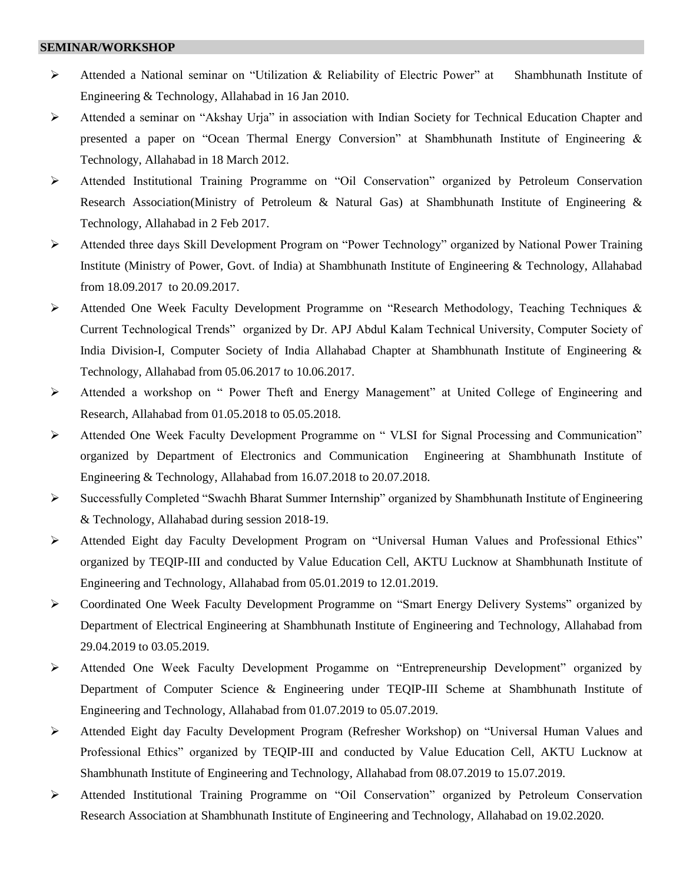## SEMINAR/WORKSHOP

- Attended a National seminar on "Utilization & Reliability of Electric Power" at Shambhunath Institute of Engineering & Technology, Allahabad in 16 Jan 2010.
- Attended a seminar on "Akshay Urja" in association with Indian Society for Technical Education Chapter and presented a paper on "Ocean Thermal Energy Conversion" at Shambhunath Institute of Engineering & Technology, Allahabad in 18 March 2012.
- Attended Institutional Training Programme on "Oil Conservation" organized by Petroleum Conservation Research Association(Ministry of Petroleum & Natural Gas) at Shambhunath Institute of Engineering & Technology, Allahabad in 2 Feb 2017.
- Attended three days Skill Development Program on "Power Technology" organized by National Power Training Institute (Ministry of Power, Govt. of India) at Shambhunath Institute of Engineering & Technology, Allahabad from 18.09.2017 to 20.09.2017.
- Attended One Week Faculty Development Programme on "Research Methodology, Teaching Techniques & Current Technological Trends" organized by Dr. APJ Abdul Kalam Technical University, Computer Society of India Division-I, Computer Society of India Allahabad Chapter at Shambhunath Institute of Engineering & Technology, Allahabad from 05.06.2017 to 10.06.2017.
- Attended a workshop on " Power Theft and Energy Management" at United College of Engineering and Research, Allahabad from 01.05.2018 to 05.05.2018.
- Attended One Week Faculty Development Programme on " VLSI for Signal Processing and Communication" organized by Department of Electronics and Communication Engineering at Shambhunath Institute of Engineering & Technology, Allahabad from 16.07.2018 to 20.07.2018.
- Successfully Completed "Swachh Bharat Summer Internship" organized by Shambhunath Institute of Engineering & Technology, Allahabad during session 2018-19.
- Attended Eight day Faculty Development Program on "Universal Human Values and Professional Ethics" organized by TEQIP-III and conducted by Value Education Cell, AKTU Lucknow at Shambhunath Institute of Engineering and Technology, Allahabad from 05.01.2019 to 12.01.2019.
- Coordinated One Week Faculty Development Programme on "Smart Energy Delivery Systems" organized by Department of Electrical Engineering at Shambhunath Institute of Engineering and Technology, Allahabad from 29.04.2019 to 03.05.2019.
- Attended One Week Faculty Development Progamme on "Entrepreneurship Development" organized by Department of Computer Science & Engineering under TEQIP-III Scheme at Shambhunath Institute of Engineering and Technology, Allahabad from 01.07.2019 to 05.07.2019.
- Attended Eight day Faculty Development Program (Refresher Workshop) on "Universal Human Values and Professional Ethics" organized by TEQIP-III and conducted by Value Education Cell, AKTU Lucknow at Shambhunath Institute of Engineering and Technology, Allahabad from 08.07.2019 to 15.07.2019.
- Attended Institutional Training Programme on "Oil Conservation" organized by Petroleum Conservation Research Association at Shambhunath Institute of Engineering and Technology, Allahabad on 19.02.2020.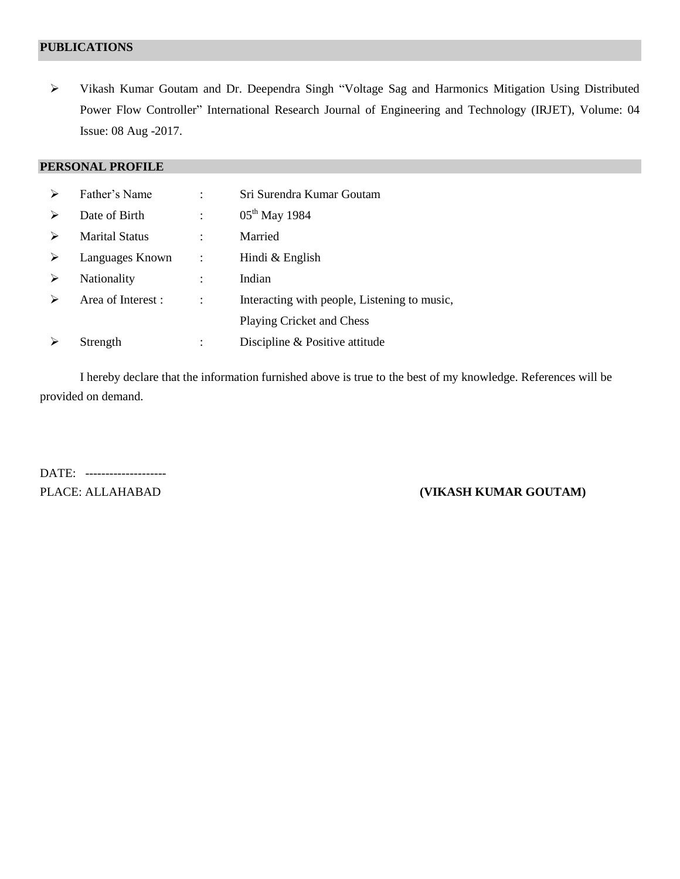## PUBLICATIONS

- Vikash Kumar Goutam and Dr. Deependra Singh "Voltage Sag and Harmonics Mitigation Using Distributed Power Flow Controller" International Research Journal of Engineering and Technology (IRJET), Volume: 04 Issue: 08 Aug -2017.

## PERSONAL PROFILE

- Father's Name : Sri Surendra Kumar Goutam
- Date of Birth : 05th May 1984
- Marital Status : Married
- Languages Known : Hindi & English
- Nationality : Indian
- Area of Interest : : Interacting with people, Listening to music, Playing Cricket and Chess
- Strength : Discipline & Positive attitude

I hereby declare that the information furnished above is true to the best of my knowledge. References will be provided on demand.

DATE: --------------------

PLACE: ALLAHABAD **(VIKASH KUMAR GOUTAM)**